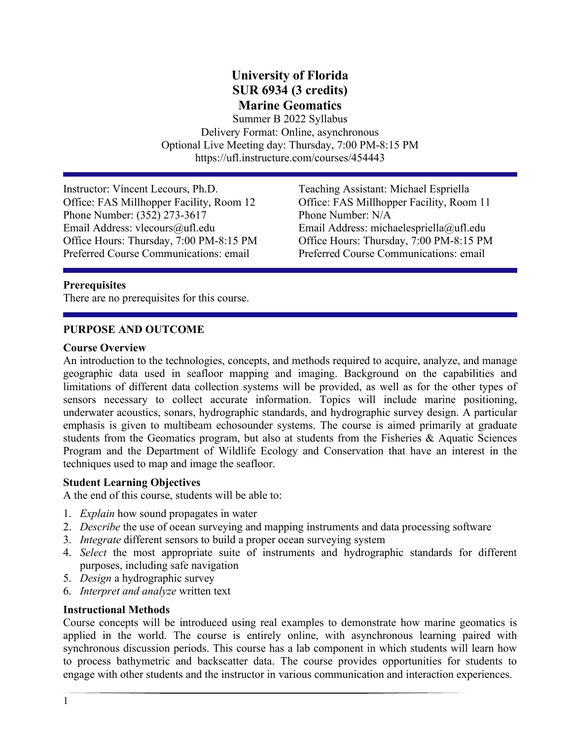# University of Florida
# SUR 6934 (3 credits)
# Marine Geomatics

Summer B 2022 Syllabus
Delivery Format: Online, asynchronous
Optional Live Meeting day: Thursday, 7:00 PM-8:15 PM
https://ufl.instructure.com/courses/454443

---

Instructor: Vincent Lecours, Ph.D.
Office: FAS Millhopper Facility, Room 12
Phone Number: (352) 273-3617
Email Address: vlecours@ufl.edu
Office Hours: Thursday, 7:00 PM-8:15 PM
Preferred Course Communications: email

Teaching Assistant: Michael Espriella
Office: FAS Millhopper Facility, Room 11
Phone Number: N/A
Email Address: michaelespriella@ufl.edu
Office Hours: Thursday, 7:00 PM-8:15 PM
Preferred Course Communications: email

---

**Prerequisites**
There are no prerequisites for this course.

---

## PURPOSE AND OUTCOME

### Course Overview

An introduction to the technologies, concepts, and methods required to acquire, analyze, and manage geographic data used in seafloor mapping and imaging. Background on the capabilities and limitations of different data collection systems will be provided, as well as for the other types of sensors necessary to collect accurate information. Topics will include marine positioning, underwater acoustics, sonars, hydrographic standards, and hydrographic survey design. A particular emphasis is given to multibeam echosounder systems. The course is aimed primarily at graduate students from the Geomatics program, but also at students from the Fisheries & Aquatic Sciences Program and the Department of Wildlife Ecology and Conservation that have an interest in the techniques used to map and image the seafloor.

### Student Learning Objectives

A the end of this course, students will be able to:

1. *Explain* how sound propagates in water
2. *Describe* the use of ocean surveying and mapping instruments and data processing software
3. *Integrate* different sensors to build a proper ocean surveying system
4. *Select* the most appropriate suite of instruments and hydrographic standards for different purposes, including safe navigation
5. *Design* a hydrographic survey
6. *Interpret and analyze* written text

### Instructional Methods

Course concepts will be introduced using real examples to demonstrate how marine geomatics is applied in the world. The course is entirely online, with asynchronous learning paired with synchronous discussion periods. This course has a lab component in which students will learn how to process bathymetric and backscatter data. The course provides opportunities for students to engage with other students and the instructor in various communication and interaction experiences.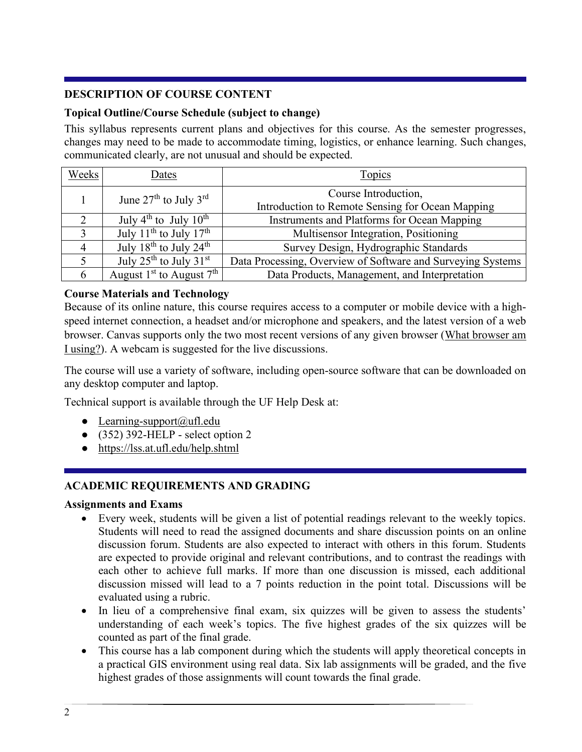## DESCRIPTION OF COURSE CONTENT

### Topical Outline/Course Schedule (subject to change)

This syllabus represents current plans and objectives for this course. As the semester progresses, changes may need to be made to accommodate timing, logistics, or enhance learning. Such changes, communicated clearly, are not unusual and should be expected.

| Weeks | Dates | Topics |
|---|---|---|
| 1 | June 27th to July 3rd | Course Introduction, Introduction to Remote Sensing for Ocean Mapping |
| 2 | July 4th to July 10th | Instruments and Platforms for Ocean Mapping |
| 3 | July 11th to July 17th | Multisensor Integration, Positioning |
| 4 | July 18th to July 24th | Survey Design, Hydrographic Standards |
| 5 | July 25th to July 31st | Data Processing, Overview of Software and Surveying Systems |
| 6 | August 1st to August 7th | Data Products, Management, and Interpretation |

### Course Materials and Technology

Because of its online nature, this course requires access to a computer or mobile device with a high-speed internet connection, a headset and/or microphone and speakers, and the latest version of a web browser. Canvas supports only the two most recent versions of any given browser (What browser am I using?). A webcam is suggested for the live discussions.

The course will use a variety of software, including open-source software that can be downloaded on any desktop computer and laptop.

Technical support is available through the UF Help Desk at:

- Learning-support@ufl.edu
- (352) 392-HELP - select option 2
- https://lss.at.ufl.edu/help.shtml

## ACADEMIC REQUIREMENTS AND GRADING

### Assignments and Exams

- Every week, students will be given a list of potential readings relevant to the weekly topics. Students will need to read the assigned documents and share discussion points on an online discussion forum. Students are also expected to interact with others in this forum. Students are expected to provide original and relevant contributions, and to contrast the readings with each other to achieve full marks. If more than one discussion is missed, each additional discussion missed will lead to a 7 points reduction in the point total. Discussions will be evaluated using a rubric.
- In lieu of a comprehensive final exam, six quizzes will be given to assess the students' understanding of each week's topics. The five highest grades of the six quizzes will be counted as part of the final grade.
- This course has a lab component during which the students will apply theoretical concepts in a practical GIS environment using real data. Six lab assignments will be graded, and the five highest grades of those assignments will count towards the final grade.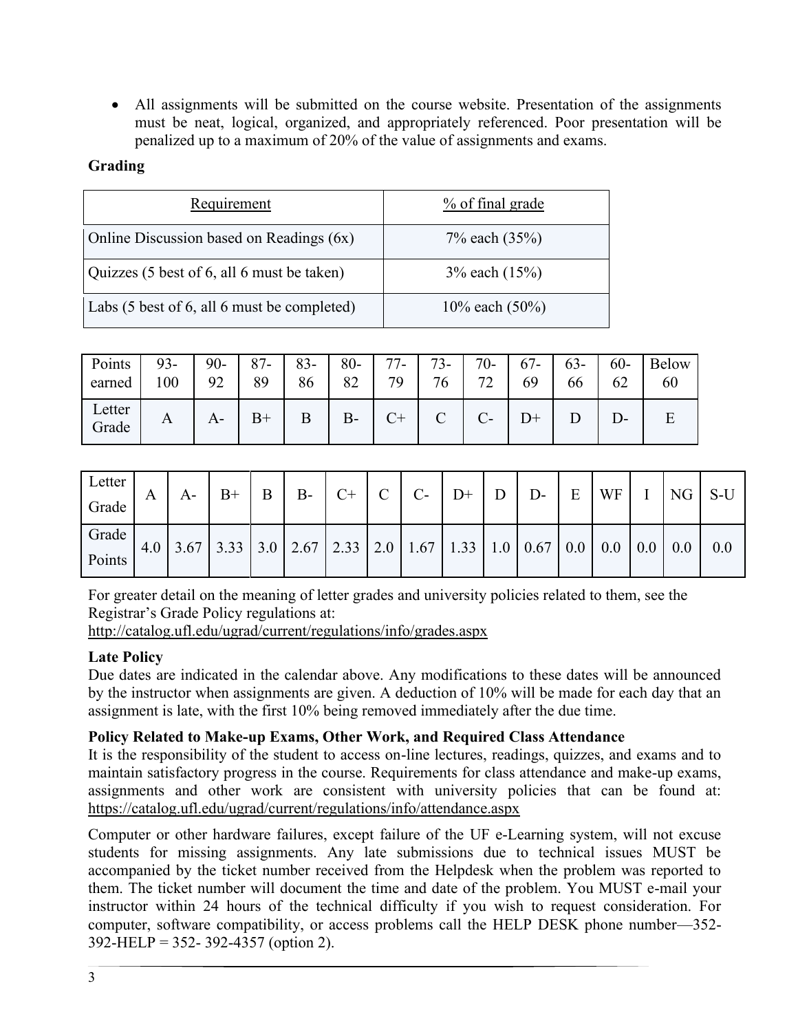- All assignments will be submitted on the course website. Presentation of the assignments must be neat, logical, organized, and appropriately referenced. Poor presentation will be penalized up to a maximum of 20% of the value of assignments and exams.

**Grading**

| Requirement | % of final grade |
|---|---|
| Online Discussion based on Readings (6x) | 7% each (35%) |
| Quizzes (5 best of 6, all 6 must be taken) | 3% each (15%) |
| Labs (5 best of 6, all 6 must be completed) | 10% each (50%) |

| Points earned | 93-100 | 90-92 | 87-89 | 83-86 | 80-82 | 77-79 | 73-76 | 70-72 | 67-69 | 63-66 | 60-62 | Below 60 |
|---|---|---|---|---|---|---|---|---|---|---|---|---|
| Letter Grade | A | A- | B+ | B | B- | C+ | C | C- | D+ | D | D- | E |

| Letter Grade | A | A- | B+ | B | B- | C+ | C | C- | D+ | D | D- | E | WF | I | NG | S-U |
|---|---|---|---|---|---|---|---|---|---|---|---|---|---|---|---|---|
| Grade Points | 4.0 | 3.67 | 3.33 | 3.0 | 2.67 | 2.33 | 2.0 | 1.67 | 1.33 | 1.0 | 0.67 | 0.0 | 0.0 | 0.0 | 0.0 | 0.0 |

For greater detail on the meaning of letter grades and university policies related to them, see the Registrar's Grade Policy regulations at:
http://catalog.ufl.edu/ugrad/current/regulations/info/grades.aspx

**Late Policy**

Due dates are indicated in the calendar above. Any modifications to these dates will be announced by the instructor when assignments are given. A deduction of 10% will be made for each day that an assignment is late, with the first 10% being removed immediately after the due time.

**Policy Related to Make-up Exams, Other Work, and Required Class Attendance**

It is the responsibility of the student to access on-line lectures, readings, quizzes, and exams and to maintain satisfactory progress in the course. Requirements for class attendance and make-up exams, assignments and other work are consistent with university policies that can be found at: https://catalog.ufl.edu/ugrad/current/regulations/info/attendance.aspx

Computer or other hardware failures, except failure of the UF e-Learning system, will not excuse students for missing assignments. Any late submissions due to technical issues MUST be accompanied by the ticket number received from the Helpdesk when the problem was reported to them. The ticket number will document the time and date of the problem. You MUST e-mail your instructor within 24 hours of the technical difficulty if you wish to request consideration. For computer, software compatibility, or access problems call the HELP DESK phone number—352-392-HELP = 352- 392-4357 (option 2).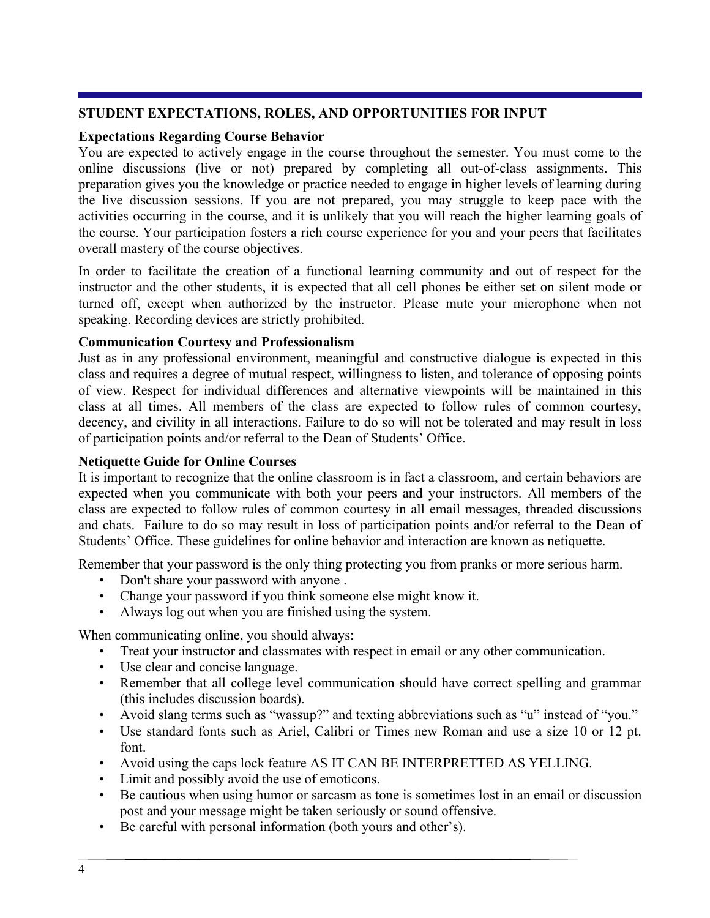## STUDENT EXPECTATIONS, ROLES, AND OPPORTUNITIES FOR INPUT

### Expectations Regarding Course Behavior

You are expected to actively engage in the course throughout the semester. You must come to the online discussions (live or not) prepared by completing all out-of-class assignments. This preparation gives you the knowledge or practice needed to engage in higher levels of learning during the live discussion sessions. If you are not prepared, you may struggle to keep pace with the activities occurring in the course, and it is unlikely that you will reach the higher learning goals of the course. Your participation fosters a rich course experience for you and your peers that facilitates overall mastery of the course objectives.

In order to facilitate the creation of a functional learning community and out of respect for the instructor and the other students, it is expected that all cell phones be either set on silent mode or turned off, except when authorized by the instructor. Please mute your microphone when not speaking. Recording devices are strictly prohibited.

### Communication Courtesy and Professionalism

Just as in any professional environment, meaningful and constructive dialogue is expected in this class and requires a degree of mutual respect, willingness to listen, and tolerance of opposing points of view. Respect for individual differences and alternative viewpoints will be maintained in this class at all times. All members of the class are expected to follow rules of common courtesy, decency, and civility in all interactions. Failure to do so will not be tolerated and may result in loss of participation points and/or referral to the Dean of Students' Office.

### Netiquette Guide for Online Courses

It is important to recognize that the online classroom is in fact a classroom, and certain behaviors are expected when you communicate with both your peers and your instructors. All members of the class are expected to follow rules of common courtesy in all email messages, threaded discussions and chats. Failure to do so may result in loss of participation points and/or referral to the Dean of Students' Office. These guidelines for online behavior and interaction are known as netiquette.

Remember that your password is the only thing protecting you from pranks or more serious harm.

- Don't share your password with anyone .
- Change your password if you think someone else might know it.
- Always log out when you are finished using the system.

When communicating online, you should always:

- Treat your instructor and classmates with respect in email or any other communication.
- Use clear and concise language.
- Remember that all college level communication should have correct spelling and grammar (this includes discussion boards).
- Avoid slang terms such as "wassup?" and texting abbreviations such as "u" instead of "you."
- Use standard fonts such as Ariel, Calibri or Times new Roman and use a size 10 or 12 pt. font.
- Avoid using the caps lock feature AS IT CAN BE INTERPRETTED AS YELLING.
- Limit and possibly avoid the use of emoticons.
- Be cautious when using humor or sarcasm as tone is sometimes lost in an email or discussion post and your message might be taken seriously or sound offensive.
- Be careful with personal information (both yours and other's).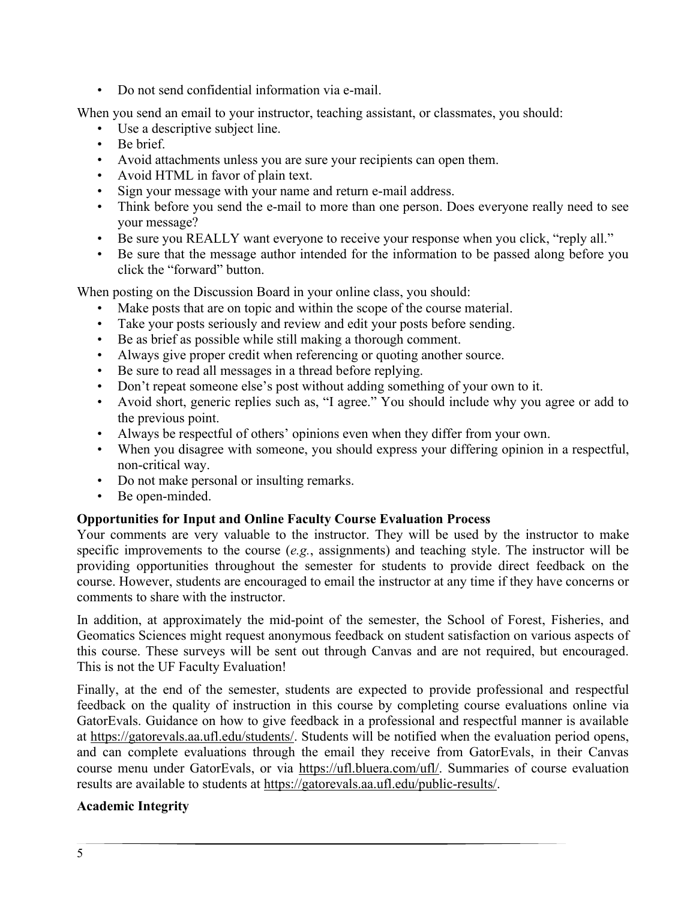- Do not send confidential information via e-mail.

When you send an email to your instructor, teaching assistant, or classmates, you should:

- Use a descriptive subject line.
- Be brief.
- Avoid attachments unless you are sure your recipients can open them.
- Avoid HTML in favor of plain text.
- Sign your message with your name and return e-mail address.
- Think before you send the e-mail to more than one person. Does everyone really need to see your message?
- Be sure you REALLY want everyone to receive your response when you click, "reply all."
- Be sure that the message author intended for the information to be passed along before you click the "forward" button.

When posting on the Discussion Board in your online class, you should:

- Make posts that are on topic and within the scope of the course material.
- Take your posts seriously and review and edit your posts before sending.
- Be as brief as possible while still making a thorough comment.
- Always give proper credit when referencing or quoting another source.
- Be sure to read all messages in a thread before replying.
- Don't repeat someone else's post without adding something of your own to it.
- Avoid short, generic replies such as, "I agree." You should include why you agree or add to the previous point.
- Always be respectful of others' opinions even when they differ from your own.
- When you disagree with someone, you should express your differing opinion in a respectful, non-critical way.
- Do not make personal or insulting remarks.
- Be open-minded.

**Opportunities for Input and Online Faculty Course Evaluation Process**

Your comments are very valuable to the instructor. They will be used by the instructor to make specific improvements to the course (*e.g.*, assignments) and teaching style. The instructor will be providing opportunities throughout the semester for students to provide direct feedback on the course. However, students are encouraged to email the instructor at any time if they have concerns or comments to share with the instructor.

In addition, at approximately the mid-point of the semester, the School of Forest, Fisheries, and Geomatics Sciences might request anonymous feedback on student satisfaction on various aspects of this course. These surveys will be sent out through Canvas and are not required, but encouraged. This is not the UF Faculty Evaluation!

Finally, at the end of the semester, students are expected to provide professional and respectful feedback on the quality of instruction in this course by completing course evaluations online via GatorEvals. Guidance on how to give feedback in a professional and respectful manner is available at https://gatorevals.aa.ufl.edu/students/. Students will be notified when the evaluation period opens, and can complete evaluations through the email they receive from GatorEvals, in their Canvas course menu under GatorEvals, or via https://ufl.bluera.com/ufl/. Summaries of course evaluation results are available to students at https://gatorevals.aa.ufl.edu/public-results/.

**Academic Integrity**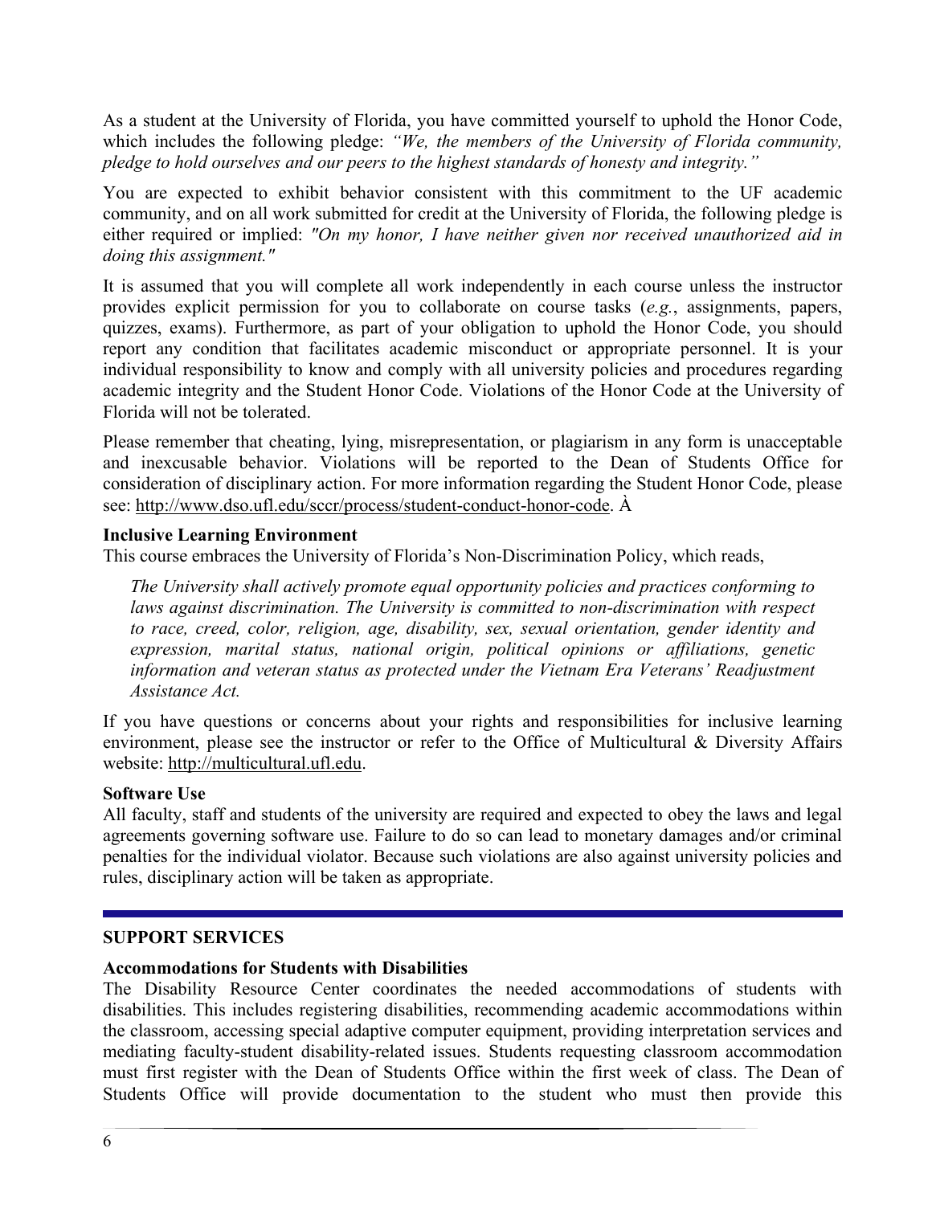As a student at the University of Florida, you have committed yourself to uphold the Honor Code, which includes the following pledge: *"We, the members of the University of Florida community, pledge to hold ourselves and our peers to the highest standards of honesty and integrity."*

You are expected to exhibit behavior consistent with this commitment to the UF academic community, and on all work submitted for credit at the University of Florida, the following pledge is either required or implied: *"On my honor, I have neither given nor received unauthorized aid in doing this assignment."*

It is assumed that you will complete all work independently in each course unless the instructor provides explicit permission for you to collaborate on course tasks (*e.g.*, assignments, papers, quizzes, exams). Furthermore, as part of your obligation to uphold the Honor Code, you should report any condition that facilitates academic misconduct or appropriate personnel. It is your individual responsibility to know and comply with all university policies and procedures regarding academic integrity and the Student Honor Code. Violations of the Honor Code at the University of Florida will not be tolerated.

Please remember that cheating, lying, misrepresentation, or plagiarism in any form is unacceptable and inexcusable behavior. Violations will be reported to the Dean of Students Office for consideration of disciplinary action. For more information regarding the Student Honor Code, please see: http://www.dso.ufl.edu/sccr/process/student-conduct-honor-code. À

**Inclusive Learning Environment**

This course embraces the University of Florida's Non-Discrimination Policy, which reads,

> *The University shall actively promote equal opportunity policies and practices conforming to laws against discrimination. The University is committed to non-discrimination with respect to race, creed, color, religion, age, disability, sex, sexual orientation, gender identity and expression, marital status, national origin, political opinions or affiliations, genetic information and veteran status as protected under the Vietnam Era Veterans' Readjustment Assistance Act.*

If you have questions or concerns about your rights and responsibilities for inclusive learning environment, please see the instructor or refer to the Office of Multicultural & Diversity Affairs website: http://multicultural.ufl.edu.

**Software Use**

All faculty, staff and students of the university are required and expected to obey the laws and legal agreements governing software use. Failure to do so can lead to monetary damages and/or criminal penalties for the individual violator. Because such violations are also against university policies and rules, disciplinary action will be taken as appropriate.

---

## SUPPORT SERVICES

**Accommodations for Students with Disabilities**

The Disability Resource Center coordinates the needed accommodations of students with disabilities. This includes registering disabilities, recommending academic accommodations within the classroom, accessing special adaptive computer equipment, providing interpretation services and mediating faculty-student disability-related issues. Students requesting classroom accommodation must first register with the Dean of Students Office within the first week of class. The Dean of Students Office will provide documentation to the student who must then provide this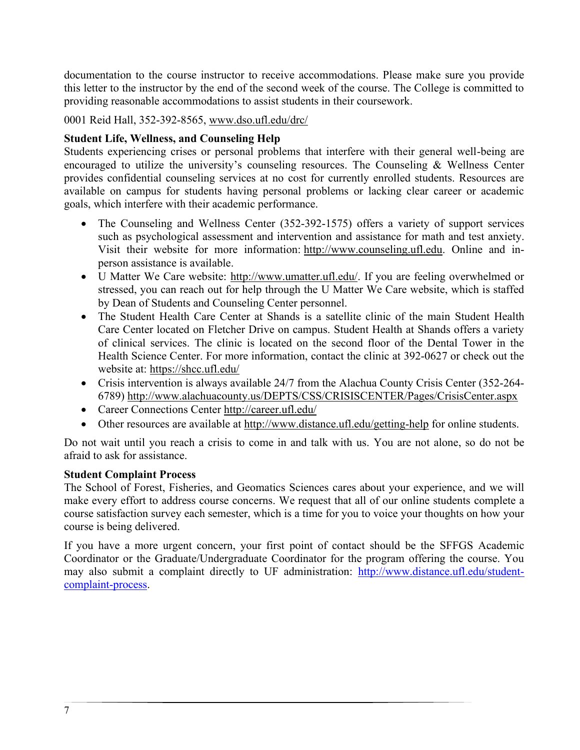documentation to the course instructor to receive accommodations. Please make sure you provide this letter to the instructor by the end of the second week of the course. The College is committed to providing reasonable accommodations to assist students in their coursework.

0001 Reid Hall, 352-392-8565, www.dso.ufl.edu/drc/

**Student Life, Wellness, and Counseling Help**

Students experiencing crises or personal problems that interfere with their general well-being are encouraged to utilize the university's counseling resources. The Counseling & Wellness Center provides confidential counseling services at no cost for currently enrolled students. Resources are available on campus for students having personal problems or lacking clear career or academic goals, which interfere with their academic performance.

- The Counseling and Wellness Center (352-392-1575) offers a variety of support services such as psychological assessment and intervention and assistance for math and test anxiety. Visit their website for more information: http://www.counseling.ufl.edu. Online and in-person assistance is available.
- U Matter We Care website: http://www.umatter.ufl.edu/. If you are feeling overwhelmed or stressed, you can reach out for help through the U Matter We Care website, which is staffed by Dean of Students and Counseling Center personnel.
- The Student Health Care Center at Shands is a satellite clinic of the main Student Health Care Center located on Fletcher Drive on campus. Student Health at Shands offers a variety of clinical services. The clinic is located on the second floor of the Dental Tower in the Health Science Center. For more information, contact the clinic at 392-0627 or check out the website at: https://shcc.ufl.edu/
- Crisis intervention is always available 24/7 from the Alachua County Crisis Center (352-264-6789) http://www.alachuacounty.us/DEPTS/CSS/CRISISCENTER/Pages/CrisisCenter.aspx
- Career Connections Center http://career.ufl.edu/
- Other resources are available at http://www.distance.ufl.edu/getting-help for online students.

Do not wait until you reach a crisis to come in and talk with us. You are not alone, so do not be afraid to ask for assistance.

**Student Complaint Process**

The School of Forest, Fisheries, and Geomatics Sciences cares about your experience, and we will make every effort to address course concerns. We request that all of our online students complete a course satisfaction survey each semester, which is a time for you to voice your thoughts on how your course is being delivered.

If you have a more urgent concern, your first point of contact should be the SFFGS Academic Coordinator or the Graduate/Undergraduate Coordinator for the program offering the course. You may also submit a complaint directly to UF administration: http://www.distance.ufl.edu/student-complaint-process.